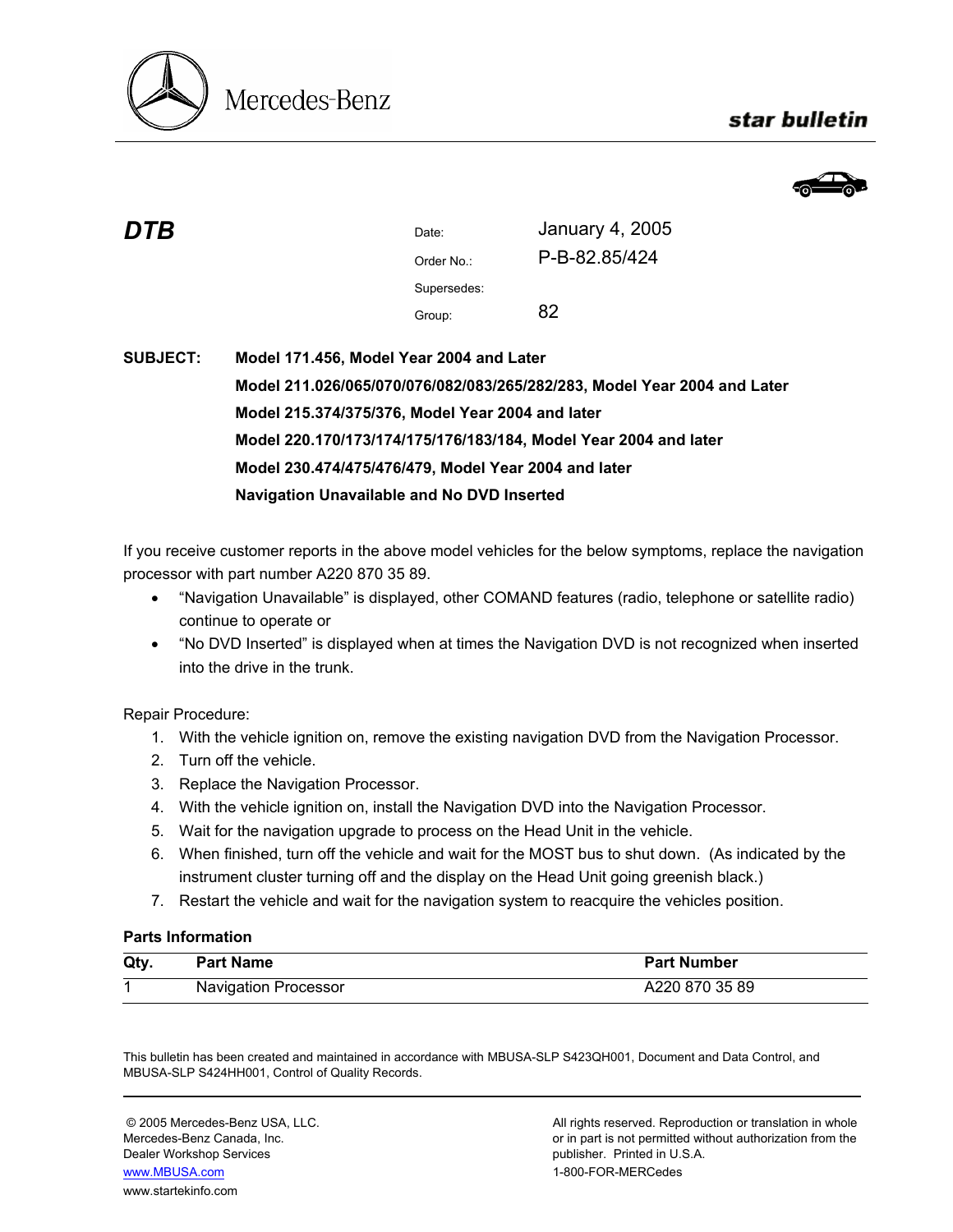Mercedes-Benz

**star bulletin**

# DTB

| | |
|---|---|
| Date: | January 4, 2005 |
| Order No.: | P-B-82.85/424 |
| Supersedes: | |
| Group: | 82 |

**SUBJECT:** **Model 171.456, Model Year 2004 and Later**
**Model 211.026/065/070/076/082/083/265/282/283, Model Year 2004 and Later**
**Model 215.374/375/376, Model Year 2004 and later**
**Model 220.170/173/174/175/176/183/184, Model Year 2004 and later**
**Model 230.474/475/476/479, Model Year 2004 and later**
**Navigation Unavailable and No DVD Inserted**

If you receive customer reports in the above model vehicles for the below symptoms, replace the navigation processor with part number A220 870 35 89.

- "Navigation Unavailable" is displayed, other COMAND features (radio, telephone or satellite radio) continue to operate or
- "No DVD Inserted" is displayed when at times the Navigation DVD is not recognized when inserted into the drive in the trunk.

Repair Procedure:

1. With the vehicle ignition on, remove the existing navigation DVD from the Navigation Processor.
2. Turn off the vehicle.
3. Replace the Navigation Processor.
4. With the vehicle ignition on, install the Navigation DVD into the Navigation Processor.
5. Wait for the navigation upgrade to process on the Head Unit in the vehicle.
6. When finished, turn off the vehicle and wait for the MOST bus to shut down. (As indicated by the instrument cluster turning off and the display on the Head Unit going greenish black.)
7. Restart the vehicle and wait for the navigation system to reacquire the vehicles position.

**Parts Information**

| Qty. | Part Name | Part Number |
|---|---|---|
| 1 | Navigation Processor | A220 870 35 89 |

This bulletin has been created and maintained in accordance with MBUSA-SLP S423QH001, Document and Data Control, and MBUSA-SLP S424HH001, Control of Quality Records.

© 2005 Mercedes-Benz USA, LLC.
Mercedes-Benz Canada, Inc.
Dealer Workshop Services
www.MBUSA.com
www.startekinfo.com

All rights reserved. Reproduction or translation in whole or in part is not permitted without authorization from the publisher. Printed in U.S.A.
1-800-FOR-MERCedes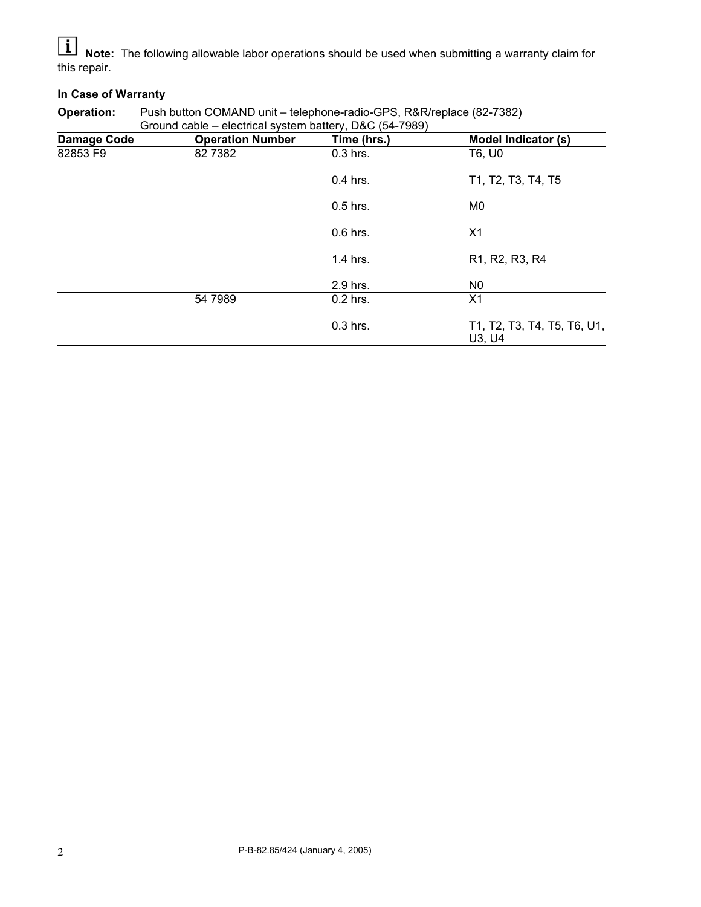**Note:** The following allowable labor operations should be used when submitting a warranty claim for this repair.

**In Case of Warranty**

**Operation:** Push button COMAND unit – telephone-radio-GPS, R&R/replace (82-7382)
Ground cable – electrical system battery, D&C (54-7989)

| Damage Code | Operation Number | Time (hrs.) | Model Indicator (s) |
|---|---|---|---|
| 82853 F9 | 82 7382 | 0.3 hrs. | T6, U0 |
| | | 0.4 hrs. | T1, T2, T3, T4, T5 |
| | | 0.5 hrs. | M0 |
| | | 0.6 hrs. | X1 |
| | | 1.4 hrs. | R1, R2, R3, R4 |
| | | 2.9 hrs. | N0 |
| | 54 7989 | 0.2 hrs. | X1 |
| | | 0.3 hrs. | T1, T2, T3, T4, T5, T6, U1, U3, U4 |

P-B-82.85/424 (January 4, 2005)